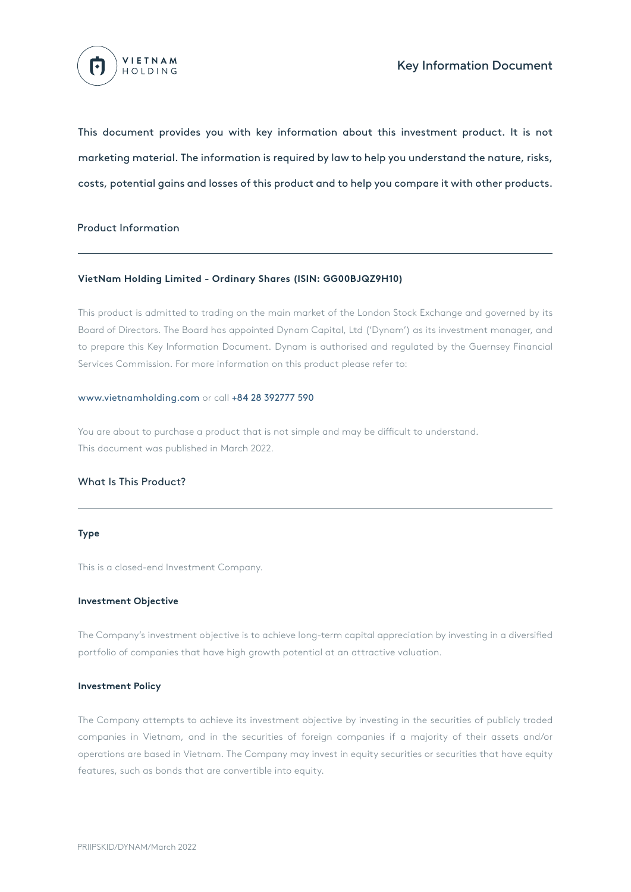VIETNAM HOLDING

# Key Information Document

This document provides you with key information about this investment product. It is not marketing material. The information is required by law to help you understand the nature, risks, costs, potential gains and losses of this product and to help you compare it with other products.

## Product Information

**VietNam Holding Limited - Ordinary Shares (ISIN: GG00BJQZ9H10)**

This product is admitted to trading on the main market of the London Stock Exchange and governed by its Board of Directors. The Board has appointed Dynam Capital, Ltd ('Dynam') as its investment manager, and to prepare this Key Information Document. Dynam is authorised and regulated by the Guernsey Financial Services Commission. For more information on this product please refer to:

www.vietnamholding.com or call +84 28 392777 590

You are about to purchase a product that is not simple and may be difficult to understand.
This document was published in March 2022.

## What Is This Product?

**Type**

This is a closed-end Investment Company.

**Investment Objective**

The Company's investment objective is to achieve long-term capital appreciation by investing in a diversified portfolio of companies that have high growth potential at an attractive valuation.

**Investment Policy**

The Company attempts to achieve its investment objective by investing in the securities of publicly traded companies in Vietnam, and in the securities of foreign companies if a majority of their assets and/or operations are based in Vietnam. The Company may invest in equity securities or securities that have equity features, such as bonds that are convertible into equity.

PRIIPSKID/DYNAM/March 2022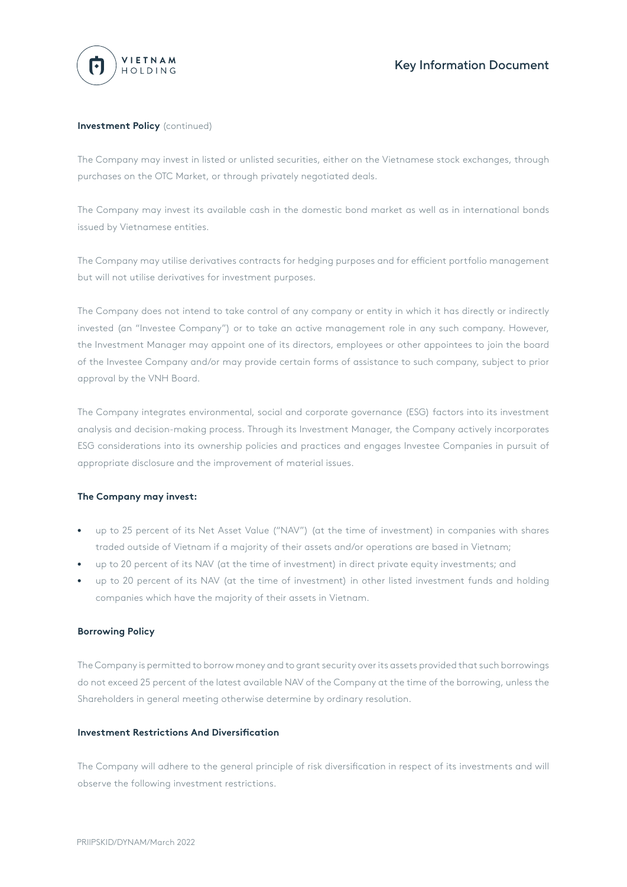**Investment Policy** (continued)

The Company may invest in listed or unlisted securities, either on the Vietnamese stock exchanges, through purchases on the OTC Market, or through privately negotiated deals.

The Company may invest its available cash in the domestic bond market as well as in international bonds issued by Vietnamese entities.

The Company may utilise derivatives contracts for hedging purposes and for efficient portfolio management but will not utilise derivatives for investment purposes.

The Company does not intend to take control of any company or entity in which it has directly or indirectly invested (an "Investee Company") or to take an active management role in any such company. However, the Investment Manager may appoint one of its directors, employees or other appointees to join the board of the Investee Company and/or may provide certain forms of assistance to such company, subject to prior approval by the VNH Board.

The Company integrates environmental, social and corporate governance (ESG) factors into its investment analysis and decision-making process. Through its Investment Manager, the Company actively incorporates ESG considerations into its ownership policies and practices and engages Investee Companies in pursuit of appropriate disclosure and the improvement of material issues.

**The Company may invest:**

- up to 25 percent of its Net Asset Value ("NAV") (at the time of investment) in companies with shares traded outside of Vietnam if a majority of their assets and/or operations are based in Vietnam;
- up to 20 percent of its NAV (at the time of investment) in direct private equity investments; and
- up to 20 percent of its NAV (at the time of investment) in other listed investment funds and holding companies which have the majority of their assets in Vietnam.

**Borrowing Policy**

The Company is permitted to borrow money and to grant security over its assets provided that such borrowings do not exceed 25 percent of the latest available NAV of the Company at the time of the borrowing, unless the Shareholders in general meeting otherwise determine by ordinary resolution.

**Investment Restrictions And Diversification**

The Company will adhere to the general principle of risk diversification in respect of its investments and will observe the following investment restrictions.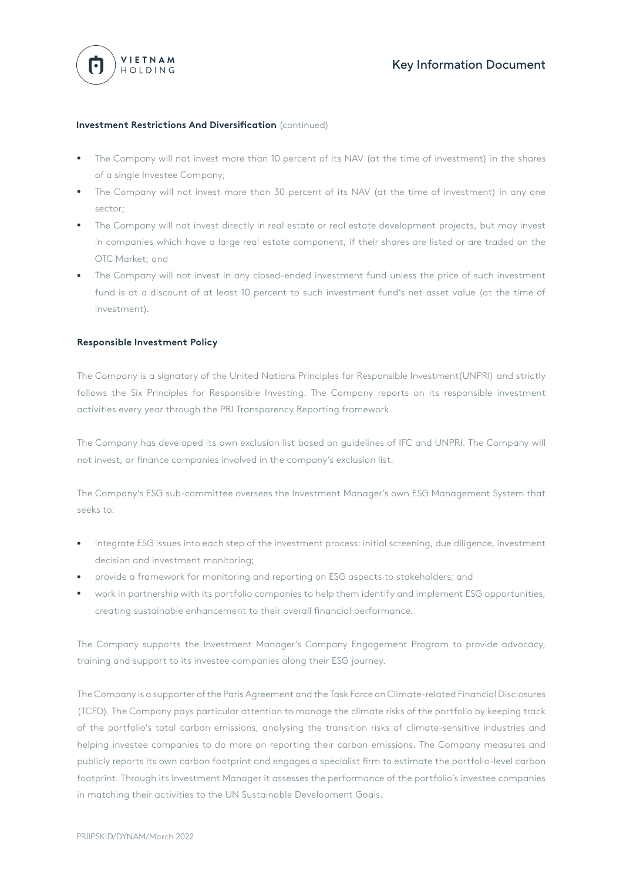**Investment Restrictions And Diversification** (continued)

- The Company will not invest more than 10 percent of its NAV (at the time of investment) in the shares of a single Investee Company;
- The Company will not invest more than 30 percent of its NAV (at the time of investment) in any one sector;
- The Company will not invest directly in real estate or real estate development projects, but may invest in companies which have a large real estate component, if their shares are listed or are traded on the OTC Market; and
- The Company will not invest in any closed-ended investment fund unless the price of such investment fund is at a discount of at least 10 percent to such investment fund's net asset value (at the time of investment).

**Responsible Investment Policy**

The Company is a signatory of the United Nations Principles for Responsible Investment(UNPRI) and strictly follows the Six Principles for Responsible Investing. The Company reports on its responsible investment activities every year through the PRI Transparency Reporting framework.

The Company has developed its own exclusion list based on guidelines of IFC and UNPRI. The Company will not invest, or finance companies involved in the company's exclusion list.

The Company's ESG sub-committee oversees the Investment Manager's own ESG Management System that seeks to:

- integrate ESG issues into each step of the investment process: initial screening, due diligence, investment decision and investment monitoring;
- provide a framework for monitoring and reporting on ESG aspects to stakeholders; and
- work in partnership with its portfolio companies to help them identify and implement ESG opportunities, creating sustainable enhancement to their overall financial performance.

The Company supports the Investment Manager's Company Engagement Program to provide advocacy, training and support to its investee companies along their ESG journey.

The Company is a supporter of the Paris Agreement and the Task Force on Climate-related Financial Disclosures (TCFD). The Company pays particular attention to manage the climate risks of the portfolio by keeping track of the portfolio's total carbon emissions, analysing the transition risks of climate-sensitive industries and helping investee companies to do more on reporting their carbon emissions. The Company measures and publicly reports its own carbon footprint and engages a specialist firm to estimate the portfolio-level carbon footprint. Through its Investment Manager it assesses the performance of the portfolio's investee companies in matching their activities to the UN Sustainable Development Goals.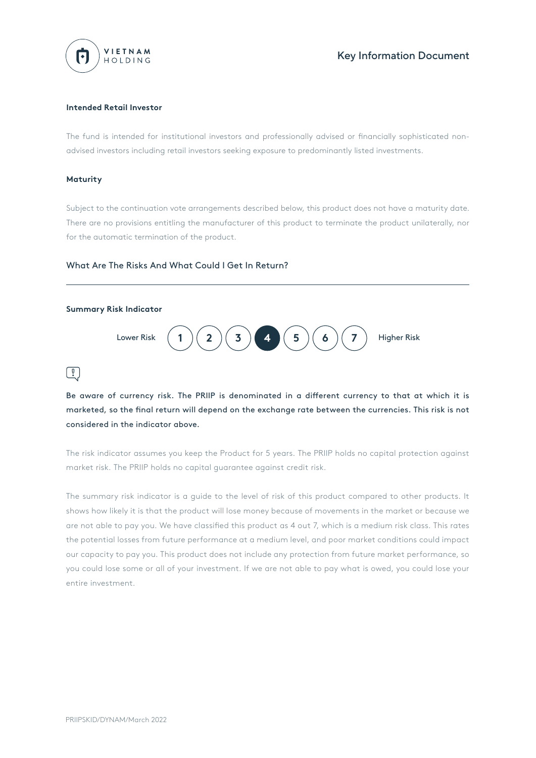**Intended Retail Investor**

The fund is intended for institutional investors and professionally advised or financially sophisticated non-advised investors including retail investors seeking exposure to predominantly listed investments.

**Maturity**

Subject to the continuation vote arrangements described below, this product does not have a maturity date. There are no provisions entitling the manufacturer of this product to terminate the product unilaterally, nor for the automatic termination of the product.

## What Are The Risks And What Could I Get In Return?

**Summary Risk Indicator**

Lower Risk (1) (2) (3) **(4)** (5) (6) (7) Higher Risk

Be aware of currency risk. The PRIIP is denominated in a different currency to that at which it is marketed, so the final return will depend on the exchange rate between the currencies. This risk is not considered in the indicator above.

The risk indicator assumes you keep the Product for 5 years. The PRIIP holds no capital protection against market risk. The PRIIP holds no capital guarantee against credit risk.

The summary risk indicator is a guide to the level of risk of this product compared to other products. It shows how likely it is that the product will lose money because of movements in the market or because we are not able to pay you. We have classified this product as 4 out 7, which is a medium risk class. This rates the potential losses from future performance at a medium level, and poor market conditions could impact our capacity to pay you. This product does not include any protection from future market performance, so you could lose some or all of your investment. If we are not able to pay what is owed, you could lose your entire investment.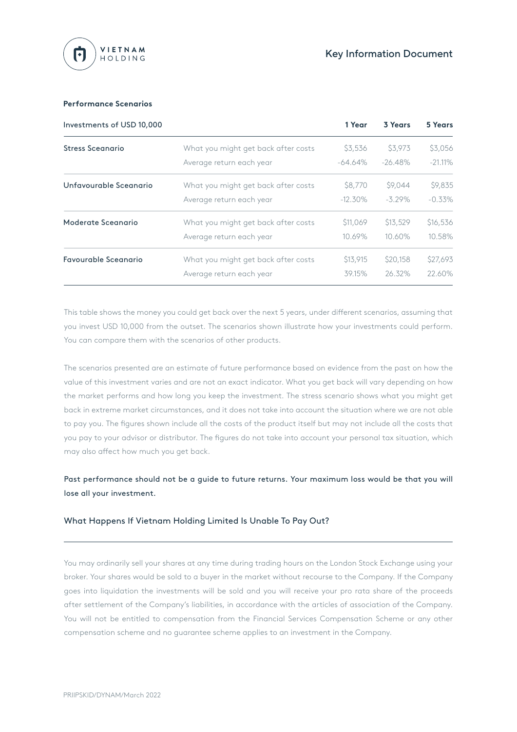### Performance Scenarios

| Investments of USD 10,000 | | 1 Year | 3 Years | 5 Years |
|---|---|---|---|---|
| Stress Sceanario | What you might get back after costs | $3,536 | $3,973 | $3,056 |
| | Average return each year | -64.64% | -26.48% | -21.11% |
| Unfavourable Sceanario | What you might get back after costs | $8,770 | $9,044 | $9,835 |
| | Average return each year | -12.30% | -3.29% | -0.33% |
| Moderate Sceanario | What you might get back after costs | $11,069 | $13,529 | $16,536 |
| | Average return each year | 10.69% | 10.60% | 10.58% |
| Favourable Sceanario | What you might get back after costs | $13,915 | $20,158 | $27,693 |
| | Average return each year | 39.15% | 26.32% | 22.60% |

This table shows the money you could get back over the next 5 years, under different scenarios, assuming that you invest USD 10,000 from the outset. The scenarios shown illustrate how your investments could perform. You can compare them with the scenarios of other products.

The scenarios presented are an estimate of future performance based on evidence from the past on how the value of this investment varies and are not an exact indicator. What you get back will vary depending on how the market performs and how long you keep the investment. The stress scenario shows what you might get back in extreme market circumstances, and it does not take into account the situation where we are not able to pay you. The figures shown include all the costs of the product itself but may not include all the costs that you pay to your advisor or distributor. The figures do not take into account your personal tax situation, which may also affect how much you get back.

Past performance should not be a guide to future returns. Your maximum loss would be that you will lose all your investment.

## What Happens If Vietnam Holding Limited Is Unable To Pay Out?

You may ordinarily sell your shares at any time during trading hours on the London Stock Exchange using your broker. Your shares would be sold to a buyer in the market without recourse to the Company. If the Company goes into liquidation the investments will be sold and you will receive your pro rata share of the proceeds after settlement of the Company's liabilities, in accordance with the articles of association of the Company. You will not be entitled to compensation from the Financial Services Compensation Scheme or any other compensation scheme and no guarantee scheme applies to an investment in the Company.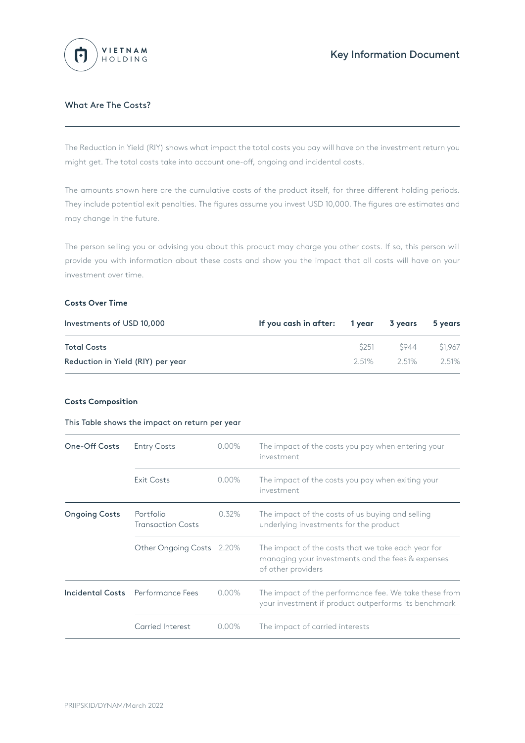## What Are The Costs?

The Reduction in Yield (RIY) shows what impact the total costs you pay will have on the investment return you might get. The total costs take into account one-off, ongoing and incidental costs.

The amounts shown here are the cumulative costs of the product itself, for three different holding periods. They include potential exit penalties. The figures assume you invest USD 10,000. The figures are estimates and may change in the future.

The person selling you or advising you about this product may charge you other costs. If so, this person will provide you with information about these costs and show you the impact that all costs will have on your investment over time.

### Costs Over Time

| Investments of USD 10,000 | If you cash in after: | 1 year | 3 years | 5 years |
|---|---|---|---|---|
| Total Costs | | $251 | $944 | $1,967 |
| Reduction in Yield (RIY) per year | | 2.51% | 2.51% | 2.51% |

### Costs Composition

This Table shows the impact on return per year

| | | | |
|---|---|---|---|
| **One-Off Costs** | Entry Costs | 0.00% | The impact of the costs you pay when entering your investment |
| | Exit Costs | 0.00% | The impact of the costs you pay when exiting your investment |
| **Ongoing Costs** | Portfolio Transaction Costs | 0.32% | The impact of the costs of us buying and selling underlying investments for the product |
| | Other Ongoing Costs | 2.20% | The impact of the costs that we take each year for managing your investments and the fees & expenses of other providers |
| **Incidental Costs** | Performance Fees | 0.00% | The impact of the performance fee. We take these from your investment if product outperforms its benchmark |
| | Carried Interest | 0.00% | The impact of carried interests |

PRIIPSKID/DYNAM/March 2022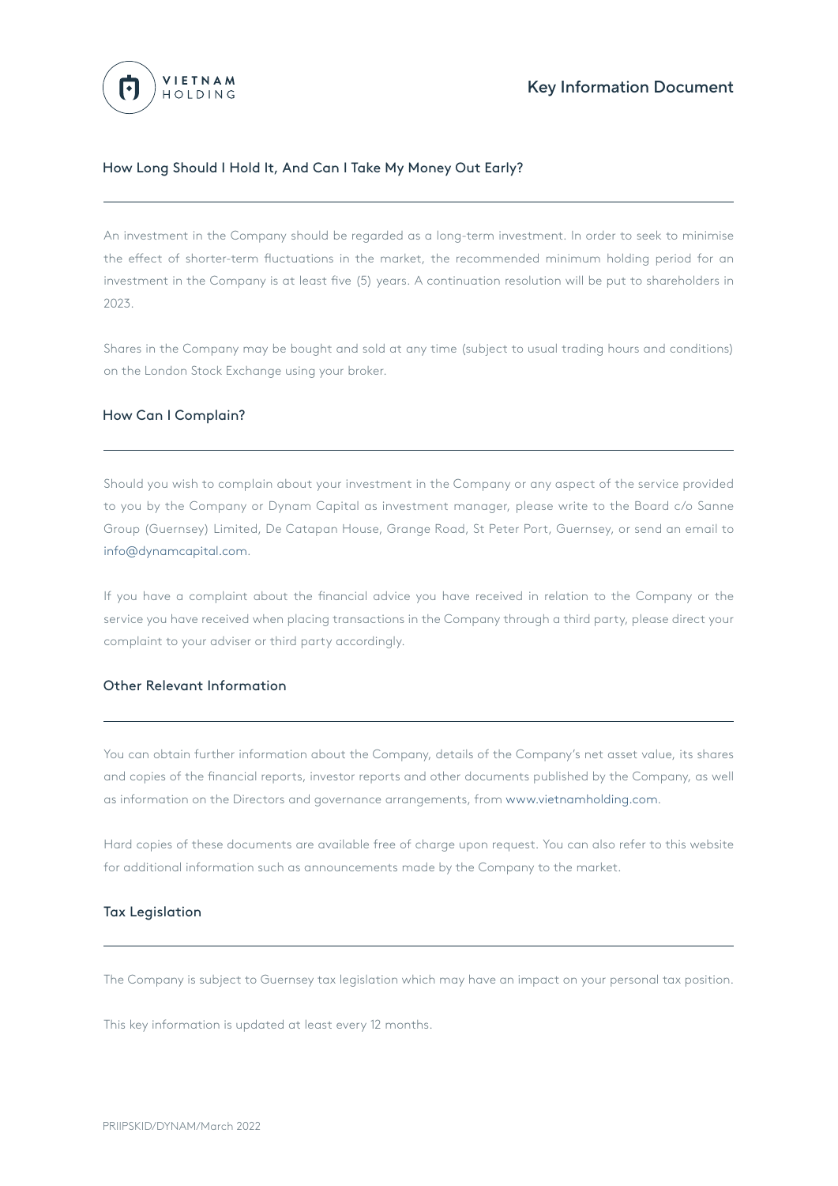## How Long Should I Hold It, And Can I Take My Money Out Early?

An investment in the Company should be regarded as a long-term investment. In order to seek to minimise the effect of shorter-term fluctuations in the market, the recommended minimum holding period for an investment in the Company is at least five (5) years. A continuation resolution will be put to shareholders in 2023.

Shares in the Company may be bought and sold at any time (subject to usual trading hours and conditions) on the London Stock Exchange using your broker.

## How Can I Complain?

Should you wish to complain about your investment in the Company or any aspect of the service provided to you by the Company or Dynam Capital as investment manager, please write to the Board c/o Sanne Group (Guernsey) Limited, De Catapan House, Grange Road, St Peter Port, Guernsey, or send an email to info@dynamcapital.com.

If you have a complaint about the financial advice you have received in relation to the Company or the service you have received when placing transactions in the Company through a third party, please direct your complaint to your adviser or third party accordingly.

## Other Relevant Information

You can obtain further information about the Company, details of the Company's net asset value, its shares and copies of the financial reports, investor reports and other documents published by the Company, as well as information on the Directors and governance arrangements, from www.vietnamholding.com.

Hard copies of these documents are available free of charge upon request. You can also refer to this website for additional information such as announcements made by the Company to the market.

## Tax Legislation

The Company is subject to Guernsey tax legislation which may have an impact on your personal tax position.

This key information is updated at least every 12 months.

PRIIPSKID/DYNAM/March 2022